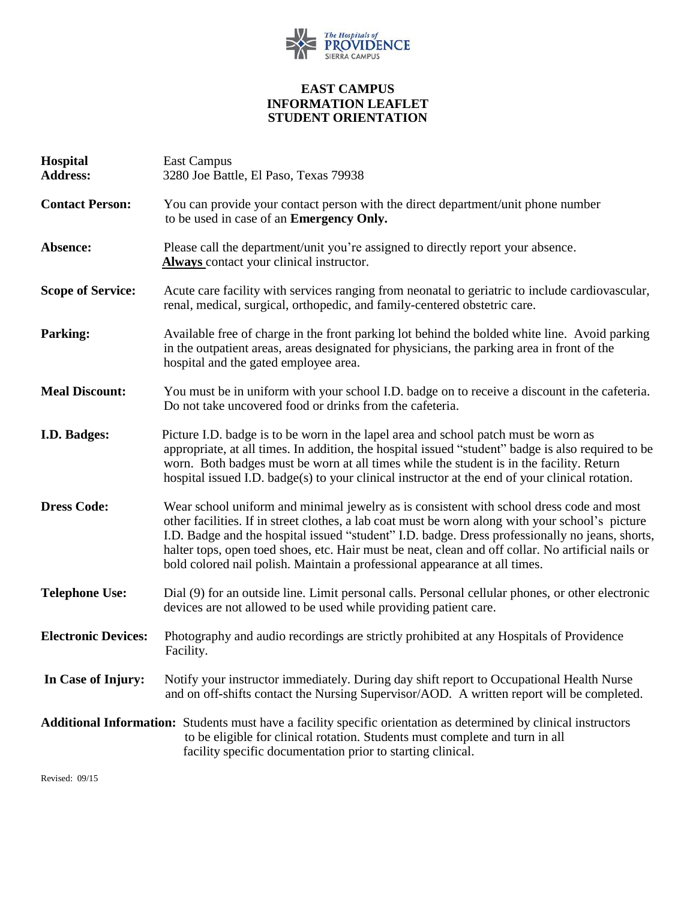The Hospitals of PROVIDENCE SIERRA CAMPUS

# EAST CAMPUS
## INFORMATION LEAFLET
## STUDENT ORIENTATION

**Hospital Address:** East Campus
3280 Joe Battle, El Paso, Texas 79938

**Contact Person:** You can provide your contact person with the direct department/unit phone number to be used in case of an **Emergency Only.**

**Absence:** Please call the department/unit you're assigned to directly report your absence. **<u>Always</u>** contact your clinical instructor.

**Scope of Service:** Acute care facility with services ranging from neonatal to geriatric to include cardiovascular, renal, medical, surgical, orthopedic, and family-centered obstetric care.

**Parking:** Available free of charge in the front parking lot behind the bolded white line. Avoid parking in the outpatient areas, areas designated for physicians, the parking area in front of the hospital and the gated employee area.

**Meal Discount:** You must be in uniform with your school I.D. badge on to receive a discount in the cafeteria. Do not take uncovered food or drinks from the cafeteria.

**I.D. Badges:** Picture I.D. badge is to be worn in the lapel area and school patch must be worn as appropriate, at all times. In addition, the hospital issued "student" badge is also required to be worn. Both badges must be worn at all times while the student is in the facility. Return hospital issued I.D. badge(s) to your clinical instructor at the end of your clinical rotation.

**Dress Code:** Wear school uniform and minimal jewelry as is consistent with school dress code and most other facilities. If in street clothes, a lab coat must be worn along with your school's picture I.D. Badge and the hospital issued "student" I.D. badge. Dress professionally no jeans, shorts, halter tops, open toed shoes, etc. Hair must be neat, clean and off collar. No artificial nails or bold colored nail polish. Maintain a professional appearance at all times.

**Telephone Use:** Dial (9) for an outside line. Limit personal calls. Personal cellular phones, or other electronic devices are not allowed to be used while providing patient care.

**Electronic Devices:** Photography and audio recordings are strictly prohibited at any Hospitals of Providence Facility.

**In Case of Injury:** Notify your instructor immediately. During day shift report to Occupational Health Nurse and on off-shifts contact the Nursing Supervisor/AOD. A written report will be completed.

**Additional Information:** Students must have a facility specific orientation as determined by clinical instructors to be eligible for clinical rotation. Students must complete and turn in all facility specific documentation prior to starting clinical.

Revised: 09/15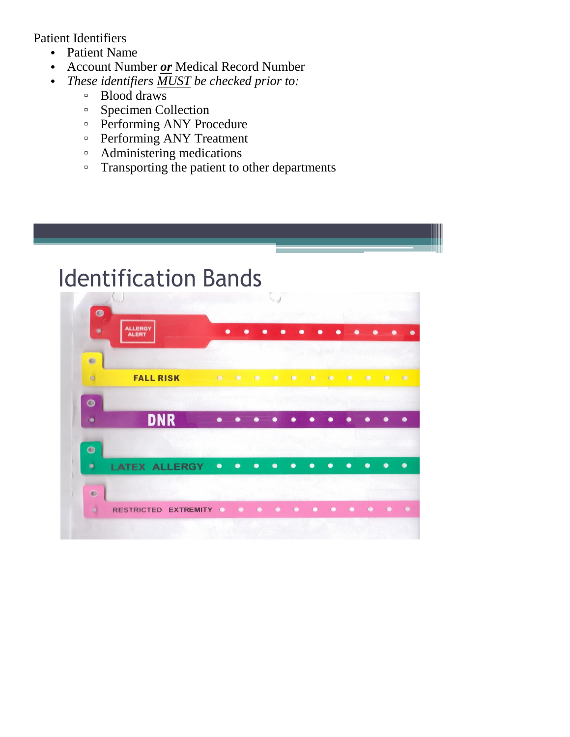Patient Identifiers

- Patient Name
- Account Number ***or*** Medical Record Number
- *These identifiers MUST be checked prior to:*
  - Blood draws
  - Specimen Collection
  - Performing ANY Procedure
  - Performing ANY Treatment
  - Administering medications
  - Transporting the patient to other departments

## Identification Bands

ALLERGY ALERT

FALL RISK

DNR

LATEX ALLERGY

RESTRICTED EXTREMITY